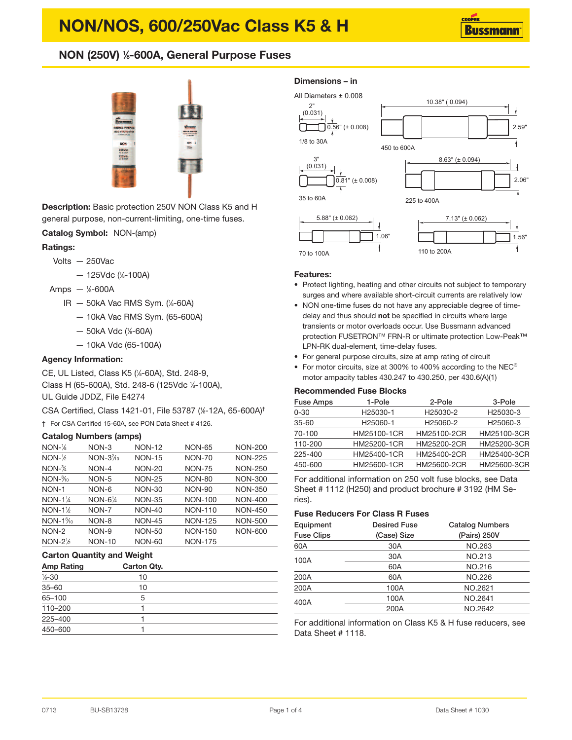# NON/NOS, 600/250Vac Class K5 & H

## NON (250V) ⅛-600A, General Purpose Fuses

**Description:** Basic protection 250V NON Class K5 and H general purpose, non-current-limiting, one-time fuses.

**Catalog Symbol:** NON-(amp)

**Ratings:**

- Volts — 250Vac
  - — 125Vdc (⅛-100A)
- Amps — ⅛-600A
  - IR — 50kA Vac RMS Sym. (⅛-60A)
  - — 10kA Vac RMS Sym. (65-600A)
  - — 50kA Vdc (⅛-60A)
  - — 10kA Vdc (65-100A)

**Agency Information:**

CE, UL Listed, Class K5 (⅛-60A), Std. 248-9, Class H (65-600A), Std. 248-6 (125Vdc ⅛-100A), UL Guide JDDZ, File E4274

CSA Certified, Class 1421-01, File 53787 (⅛-12A, 65-600A)†

† For CSA Certified 15-60A, see PON Data Sheet # 4126.

**Catalog Numbers (amps)**

| | | | | |
|---|---|---|---|---|
| NON-⅛ | NON-3 | NON-12 | NON-65 | NON-200 |
| NON-½ | NON-3²⁄₁₀ | NON-15 | NON-70 | NON-225 |
| NON-¾ | NON-4 | NON-20 | NON-75 | NON-250 |
| NON-⁸⁄₁₀ | NON-5 | NON-25 | NON-80 | NON-300 |
| NON-1 | NON-6 | NON-30 | NON-90 | NON-350 |
| NON-1¼ | NON-6¼ | NON-35 | NON-100 | NON-400 |
| NON-1½ | NON-7 | NON-40 | NON-110 | NON-450 |
| NON-1⁸⁄₁₀ | NON-8 | NON-45 | NON-125 | NON-500 |
| NON-2 | NON-9 | NON-50 | NON-150 | NON-600 |
| NON-2½ | NON-10 | NON-60 | NON-175 | |

**Carton Quantity and Weight**

| Amp Rating | Carton Qty. |
|---|---|
| ⅛-30 | 10 |
| 35–60 | 10 |
| 65–100 | 5 |
| 110–200 | 1 |
| 225–400 | 1 |
| 450–600 | 1 |

**Dimensions – in**

All Diameters ± 0.008

- 1/8 to 30A: 2" (0.031) length, 0.56" (± 0.008) diameter
- 35 to 60A: 3" (0.031) length, 0.81" (± 0.008) diameter
- 70 to 100A: 5.88" (± 0.062) length, 1.06" diameter
- 110 to 200A: 7.13" (± 0.062) length, 1.56" diameter
- 225 to 400A: 8.63" (± 0.094) length, 2.06" diameter
- 450 to 600A: 10.38" ( 0.094) length, 2.59" diameter

**Features:**

- Protect lighting, heating and other circuits not subject to temporary surges and where available short-circuit currents are relatively low
- NON one-time fuses do not have any appreciable degree of time-delay and thus should **not** be specified in circuits where large transients or motor overloads occur. Use Bussmann advanced protection FUSETRON™ FRN-R or ultimate protection Low-Peak™ LPN-RK dual-element, time-delay fuses.
- For general purpose circuits, size at amp rating of circuit
- For motor circuits, size at 300% to 400% according to the NEC® motor ampacity tables 430.247 to 430.250, per 430.6(A)(1)

**Recommended Fuse Blocks**

| Fuse Amps | 1-Pole | 2-Pole | 3-Pole |
|---|---|---|---|
| 0-30 | H25030-1 | H25030-2 | H25030-3 |
| 35-60 | H25060-1 | H25060-2 | H25060-3 |
| 70-100 | HM25100-1CR | HM25100-2CR | HM25100-3CR |
| 110-200 | HM25200-1CR | HM25200-2CR | HM25200-3CR |
| 225-400 | HM25400-1CR | HM25400-2CR | HM25400-3CR |
| 450-600 | HM25600-1CR | HM25600-2CR | HM25600-3CR |

For additional information on 250 volt fuse blocks, see Data Sheet # 1112 (H250) and product brochure # 3192 (HM Series).

**Fuse Reducers For Class R Fuses**

| Equipment Fuse Clips | Desired Fuse (Case) Size | Catalog Numbers (Pairs) 250V |
|---|---|---|
| 60A | 30A | NO.263 |
| 100A | 30A | NO.213 |
| | 60A | NO.216 |
| 200A | 60A | NO.226 |
| 200A | 100A | NO.2621 |
| 400A | 100A | NO.2641 |
| | 200A | NO.2642 |

For additional information on Class K5 & H fuse reducers, see Data Sheet # 1118.

0713 BU-SB13738 Data Sheet # 1030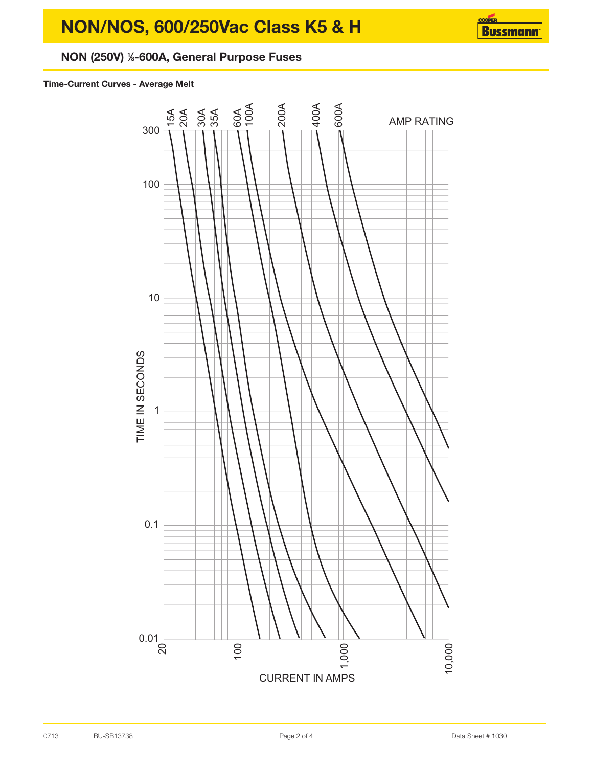# NON/NOS, 600/250Vac Class K5 & H

## NON (250V) ⅛-600A, General Purpose Fuses

**Time-Current Curves - Average Melt**

AMP RATING: 15A, 20A, 30A, 35A, 60A, 100A, 200A, 400A, 600A

TIME IN SECONDS: 0.01, 0.1, 1, 10, 100, 300

CURRENT IN AMPS: 20, 100, 1,000, 10,000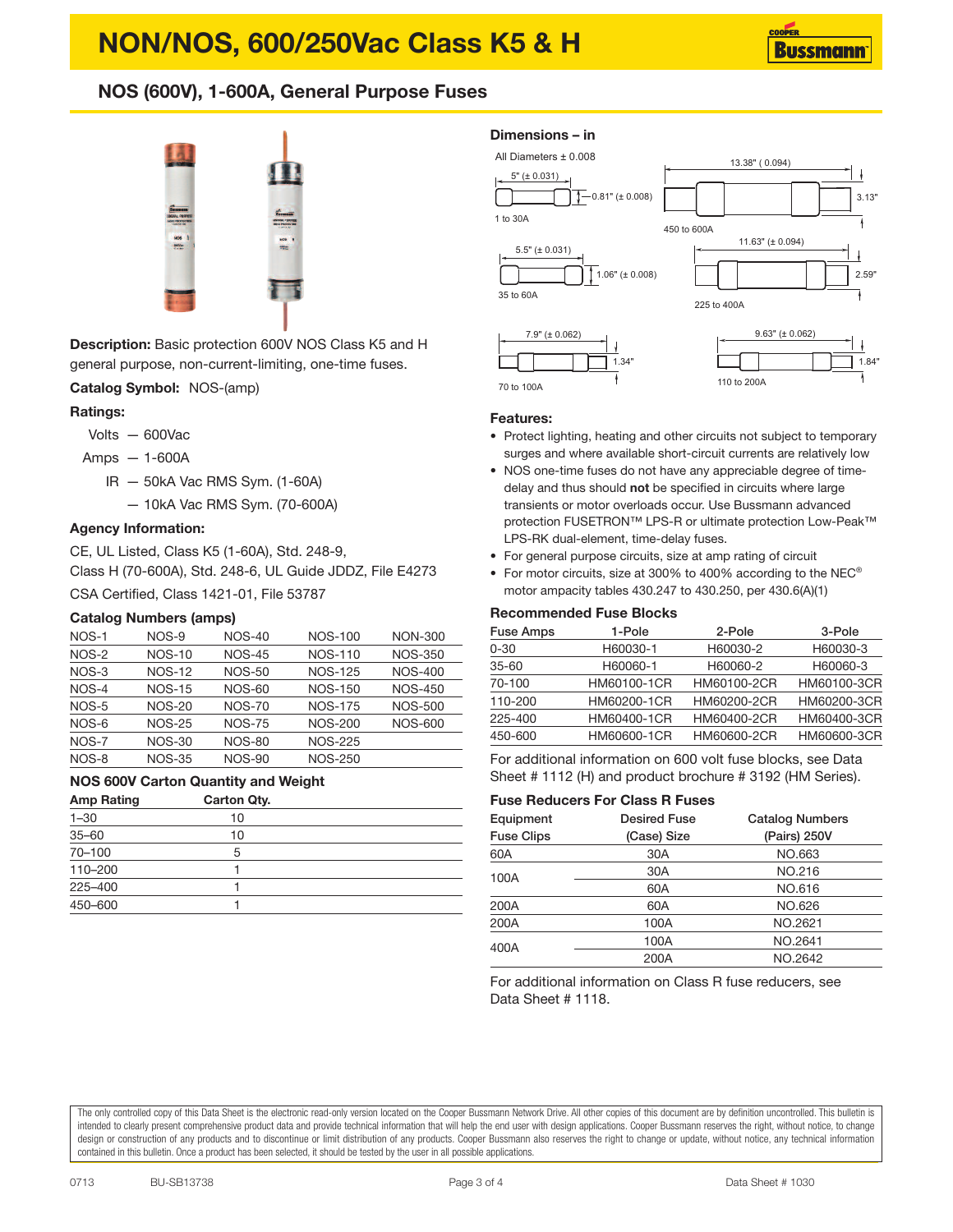# NON/NOS, 600/250Vac Class K5 & H

## NOS (600V), 1-600A, General Purpose Fuses

**Description:** Basic protection 600V NOS Class K5 and H general purpose, non-current-limiting, one-time fuses.

**Catalog Symbol:** NOS-(amp)

**Ratings:**

- Volts — 600Vac
- Amps — 1-600A
  - IR — 50kA Vac RMS Sym. (1-60A)
  - — 10kA Vac RMS Sym. (70-600A)

**Agency Information:**

CE, UL Listed, Class K5 (1-60A), Std. 248-9, Class H (70-600A), Std. 248-6, UL Guide JDDZ, File E4273

CSA Certified, Class 1421-01, File 53787

### Catalog Numbers (amps)

| | | | | |
|---|---|---|---|---|
| NOS-1 | NOS-9 | NOS-40 | NOS-100 | NON-300 |
| NOS-2 | NOS-10 | NOS-45 | NOS-110 | NOS-350 |
| NOS-3 | NOS-12 | NOS-50 | NOS-125 | NOS-400 |
| NOS-4 | NOS-15 | NOS-60 | NOS-150 | NOS-450 |
| NOS-5 | NOS-20 | NOS-70 | NOS-175 | NOS-500 |
| NOS-6 | NOS-25 | NOS-75 | NOS-200 | NOS-600 |
| NOS-7 | NOS-30 | NOS-80 | NOS-225 | |
| NOS-8 | NOS-35 | NOS-90 | NOS-250 | |

### NOS 600V Carton Quantity and Weight

| Amp Rating | Carton Qty. |
|---|---|
| 1–30 | 10 |
| 35–60 | 10 |
| 70–100 | 5 |
| 110–200 | 1 |
| 225–400 | 1 |
| 450–600 | 1 |

### Dimensions – in

All Diameters ± 0.008

- 1 to 30A: 5" (± 0.031) length, 0.81" (± 0.008) diameter
- 35 to 60A: 5.5" (± 0.031) length, 1.06" (± 0.008) diameter
- 70 to 100A: 7.9" (± 0.062) length, 1.34" diameter
- 110 to 200A: 9.63" (± 0.062) length, 1.84" diameter
- 225 to 400A: 11.63" (± 0.094) length, 2.59" diameter
- 450 to 600A: 13.38" ( 0.094) length, 3.13" diameter

### Features:

- Protect lighting, heating and other circuits not subject to temporary surges and where available short-circuit currents are relatively low
- NOS one-time fuses do not have any appreciable degree of time-delay and thus should **not** be specified in circuits where large transients or motor overloads occur. Use Bussmann advanced protection FUSETRON™ LPS-R or ultimate protection Low-Peak™ LPS-RK dual-element, time-delay fuses.
- For general purpose circuits, size at amp rating of circuit
- For motor circuits, size at 300% to 400% according to the NEC® motor ampacity tables 430.247 to 430.250, per 430.6(A)(1)

### Recommended Fuse Blocks

| Fuse Amps | 1-Pole | 2-Pole | 3-Pole |
|---|---|---|---|
| 0-30 | H60030-1 | H60030-2 | H60030-3 |
| 35-60 | H60060-1 | H60060-2 | H60060-3 |
| 70-100 | HM60100-1CR | HM60100-2CR | HM60100-3CR |
| 110-200 | HM60200-1CR | HM60200-2CR | HM60200-3CR |
| 225-400 | HM60400-1CR | HM60400-2CR | HM60400-3CR |
| 450-600 | HM60600-1CR | HM60600-2CR | HM60600-3CR |

For additional information on 600 volt fuse blocks, see Data Sheet # 1112 (H) and product brochure # 3192 (HM Series).

### Fuse Reducers For Class R Fuses

| Equipment Fuse Clips | Desired Fuse (Case) Size | Catalog Numbers (Pairs) 250V |
|---|---|---|
| 60A | 30A | NO.663 |
| 100A | 30A | NO.216 |
| | 60A | NO.616 |
| 200A | 60A | NO.626 |
| 200A | 100A | NO.2621 |
| 400A | 100A | NO.2641 |
| | 200A | NO.2642 |

For additional information on Class R fuse reducers, see Data Sheet # 1118.

The only controlled copy of this Data Sheet is the electronic read-only version located on the Cooper Bussmann Network Drive. All other copies of this document are by definition uncontrolled. This bulletin is intended to clearly present comprehensive product data and provide technical information that will help the end user with design applications. Cooper Bussmann reserves the right, without notice, to change design or construction of any products and to discontinue or limit distribution of any products. Cooper Bussmann also reserves the right to change or update, without notice, any technical information contained in this bulletin. Once a product has been selected, it should be tested by the user in all possible applications.

0713 BU-SB13738 Data Sheet # 1030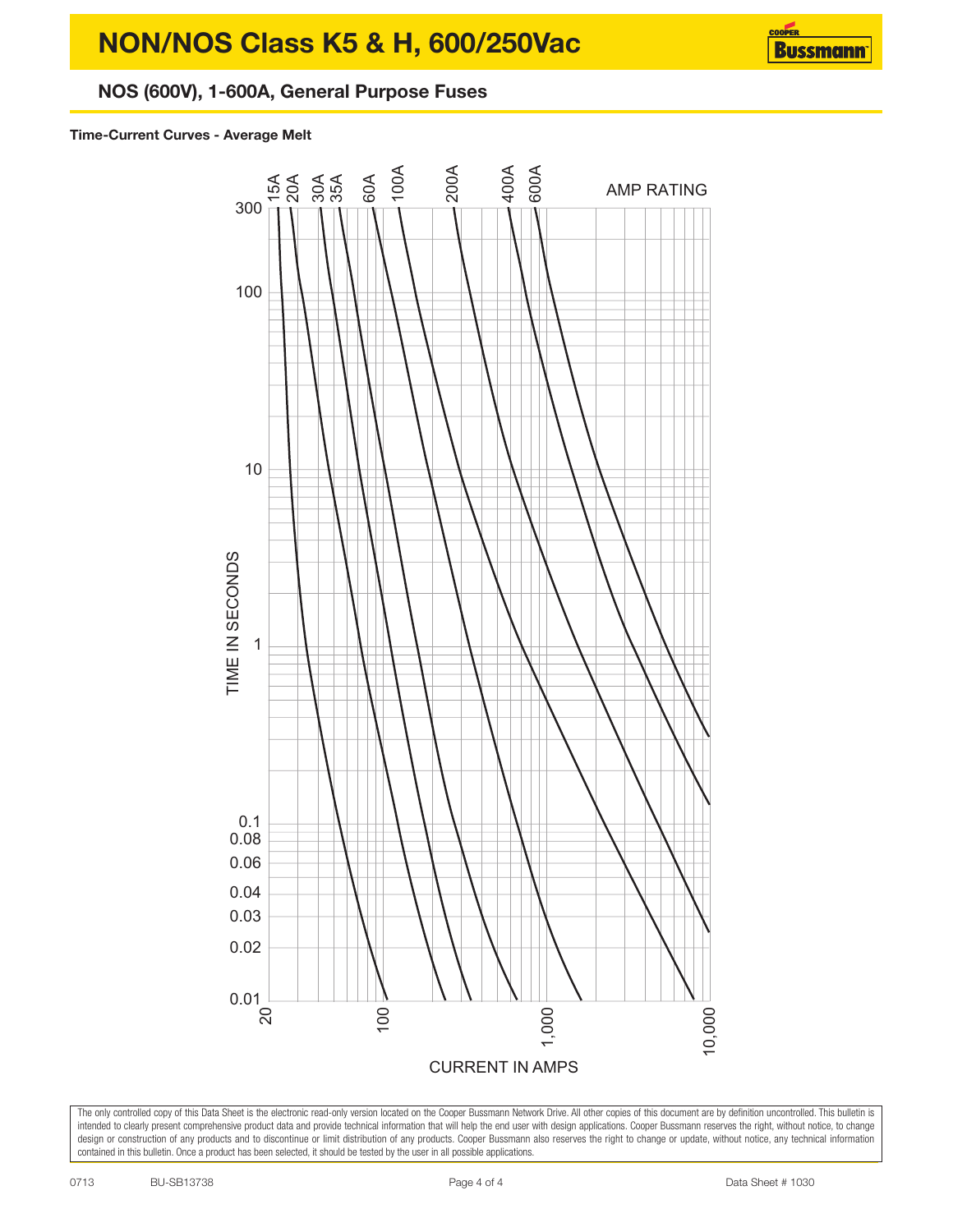# NON/NOS Class K5 & H, 600/250Vac

## NOS (600V), 1-600A, General Purpose Fuses

**Time-Current Curves - Average Melt**

AMP RATING

15A 20A 30A 35A 60A 100A 200A 400A 600A

TIME IN SECONDS

300
100
10
1
0.1
0.08
0.06
0.04
0.03
0.02
0.01

CURRENT IN AMPS

20
100
1,000
10,000

The only controlled copy of this Data Sheet is the electronic read-only version located on the Cooper Bussmann Network Drive. All other copies of this document are by definition uncontrolled. This bulletin is intended to clearly present comprehensive product data and provide technical information that will help the end user with design applications. Cooper Bussmann reserves the right, without notice, to change design or construction of any products and to discontinue or limit distribution of any products. Cooper Bussmann also reserves the right to change or update, without notice, any technical information contained in this bulletin. Once a product has been selected, it should be tested by the user in all possible applications.

0713 BU-SB13738 Data Sheet # 1030